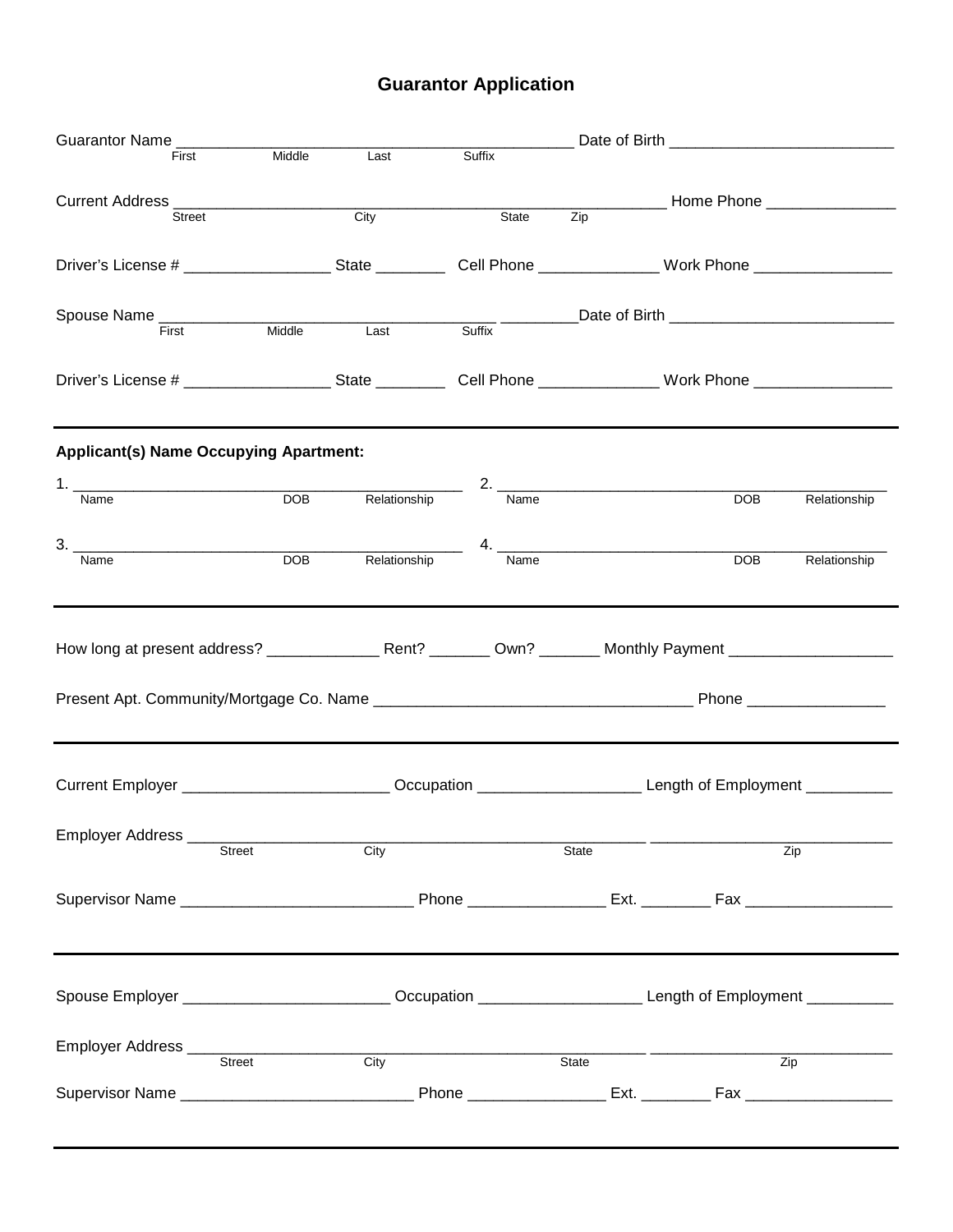# Guarantor Application

Guarantor Name ______________________________________________ Date of Birth __________________________
First Middle Last Suffix

Current Address _________________________________________________________ Home Phone _______________
Street City State Zip

Driver's License # _________________ State ________ Cell Phone ______________ Work Phone ________________

Spouse Name _______________________________________ _________Date of Birth __________________________
First Middle Last Suffix

Driver's License # _________________ State ________ Cell Phone ______________ Work Phone ________________

---

**Applicant(s) Name Occupying Apartment:**

1. ____________________________________________
Name DOB Relationship

2. ____________________________________________
Name DOB Relationship

3. ____________________________________________
Name DOB Relationship

4. ____________________________________________
Name DOB Relationship

---

How long at present address? _____________ Rent? _______ Own? _______ Monthly Payment ___________________

Present Apt. Community/Mortgage Co. Name _____________________________________ Phone ________________

---

Current Employer ________________________ Occupation ___________________ Length of Employment __________

Employer Address _____________________________________________________ ____________________________
Street City State Zip

Supervisor Name ___________________________ Phone ________________ Ext. ________ Fax _________________

---

Spouse Employer ________________________ Occupation ___________________ Length of Employment __________

Employer Address _____________________________________________________ ____________________________
Street City State Zip

Supervisor Name ___________________________ Phone ________________ Ext. ________ Fax _________________

---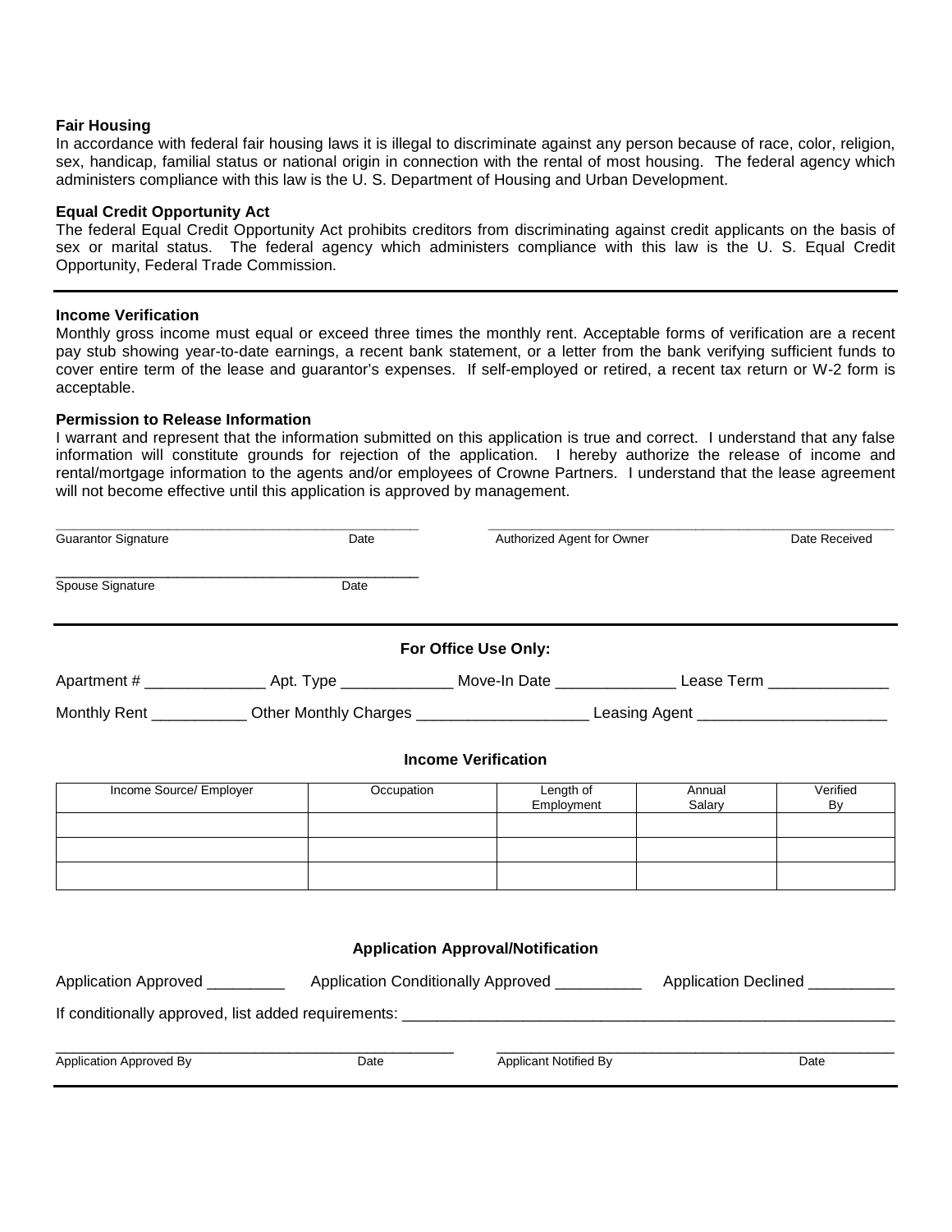**Fair Housing**

In accordance with federal fair housing laws it is illegal to discriminate against any person because of race, color, religion, sex, handicap, familial status or national origin in connection with the rental of most housing. The federal agency which administers compliance with this law is the U. S. Department of Housing and Urban Development.

**Equal Credit Opportunity Act**

The federal Equal Credit Opportunity Act prohibits creditors from discriminating against credit applicants on the basis of sex or marital status. The federal agency which administers compliance with this law is the U. S. Equal Credit Opportunity, Federal Trade Commission.

---

**Income Verification**

Monthly gross income must equal or exceed three times the monthly rent. Acceptable forms of verification are a recent pay stub showing year-to-date earnings, a recent bank statement, or a letter from the bank verifying sufficient funds to cover entire term of the lease and guarantor's expenses. If self-employed or retired, a recent tax return or W-2 form is acceptable.

**Permission to Release Information**

I warrant and represent that the information submitted on this application is true and correct. I understand that any false information will constitute grounds for rejection of the application. I hereby authorize the release of income and rental/mortgage information to the agents and/or employees of Crowne Partners. I understand that the lease agreement will not become effective until this application is approved by management.

\_\_\_\_\_\_\_\_\_\_\_\_\_\_\_\_\_\_\_\_\_\_\_\_\_\_\_\_\_\_\_\_\_\_\_\_\_\_\_\_ \_\_\_\_\_\_\_\_\_\_\_\_\_\_\_\_\_\_\_\_\_\_\_\_\_\_\_\_\_\_\_\_\_\_\_\_\_\_\_\_

Guarantor Signature Date Authorized Agent for Owner Date Received

\_\_\_\_\_\_\_\_\_\_\_\_\_\_\_\_\_\_\_\_\_\_\_\_\_\_\_\_\_\_\_\_\_\_\_\_\_\_\_\_

Spouse Signature Date

---

**For Office Use Only:**

Apartment # \_\_\_\_\_\_\_\_\_\_\_\_\_\_ Apt. Type \_\_\_\_\_\_\_\_\_\_\_\_\_ Move-In Date \_\_\_\_\_\_\_\_\_\_\_\_\_\_ Lease Term \_\_\_\_\_\_\_\_\_\_\_\_\_\_

Monthly Rent \_\_\_\_\_\_\_\_\_\_\_ Other Monthly Charges \_\_\_\_\_\_\_\_\_\_\_\_\_\_\_\_\_\_\_\_ Leasing Agent \_\_\_\_\_\_\_\_\_\_\_\_\_\_\_\_\_\_\_\_\_\_

**Income Verification**

| Income Source/ Employer | Occupation | Length of Employment | Annual Salary | Verified By |
|---|---|---|---|---|
| | | | | |
| | | | | |
| | | | | |

**Application Approval/Notification**

Application Approved \_\_\_\_\_\_\_\_\_ Application Conditionally Approved \_\_\_\_\_\_\_\_\_\_ Application Declined \_\_\_\_\_\_\_\_\_\_

If conditionally approved, list added requirements: \_\_\_\_\_\_\_\_\_\_\_\_\_\_\_\_\_\_\_\_\_\_\_\_\_\_\_\_\_\_\_\_\_\_\_\_\_\_\_\_\_\_\_\_\_\_\_\_\_\_\_\_\_\_\_\_\_\_\_

\_\_\_\_\_\_\_\_\_\_\_\_\_\_\_\_\_\_\_\_\_\_\_\_\_\_\_\_\_\_\_\_\_\_\_\_\_\_\_\_ \_\_\_\_\_\_\_\_\_\_\_\_\_\_\_\_\_\_\_\_\_\_\_\_\_\_\_\_\_\_\_\_\_\_\_\_\_\_\_\_

Application Approved By Date Applicant Notified By Date